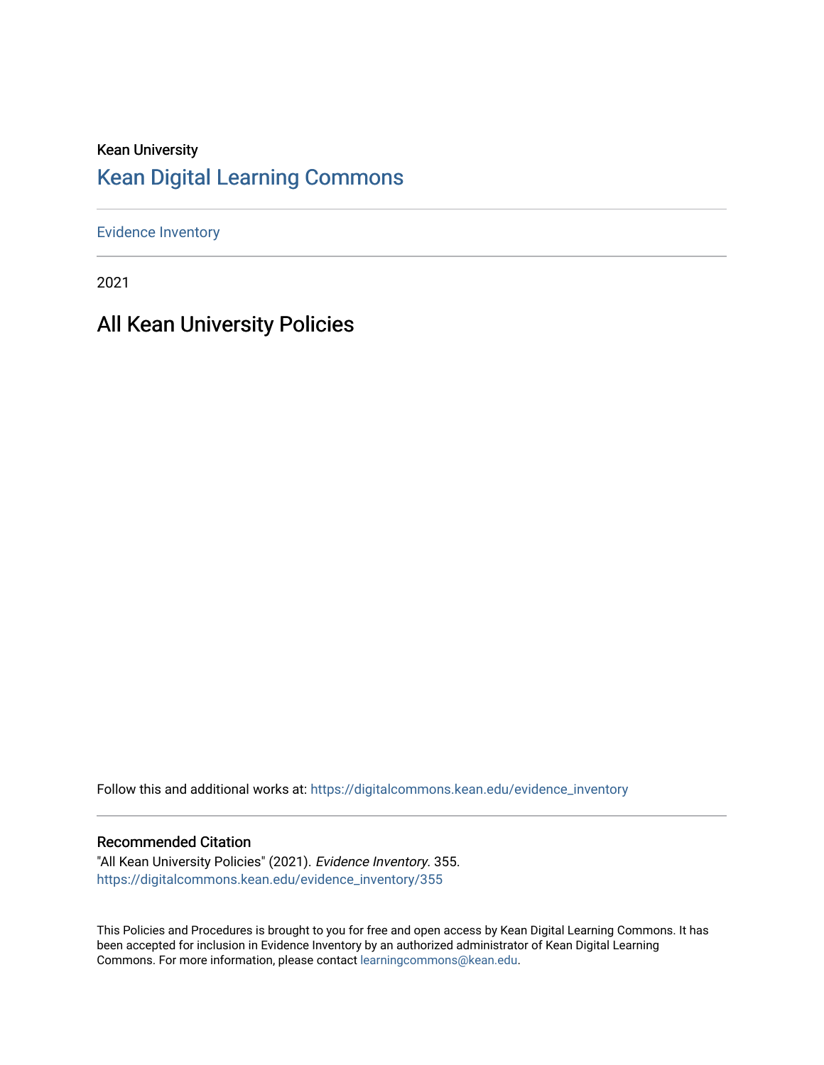Kean University

# Kean Digital Learning Commons

Evidence Inventory

2021

## All Kean University Policies

Follow this and additional works at: https://digitalcommons.kean.edu/evidence_inventory

### Recommended Citation

"All Kean University Policies" (2021). *Evidence Inventory*. 355.
https://digitalcommons.kean.edu/evidence_inventory/355

This Policies and Procedures is brought to you for free and open access by Kean Digital Learning Commons. It has been accepted for inclusion in Evidence Inventory by an authorized administrator of Kean Digital Learning Commons. For more information, please contact learningcommons@kean.edu.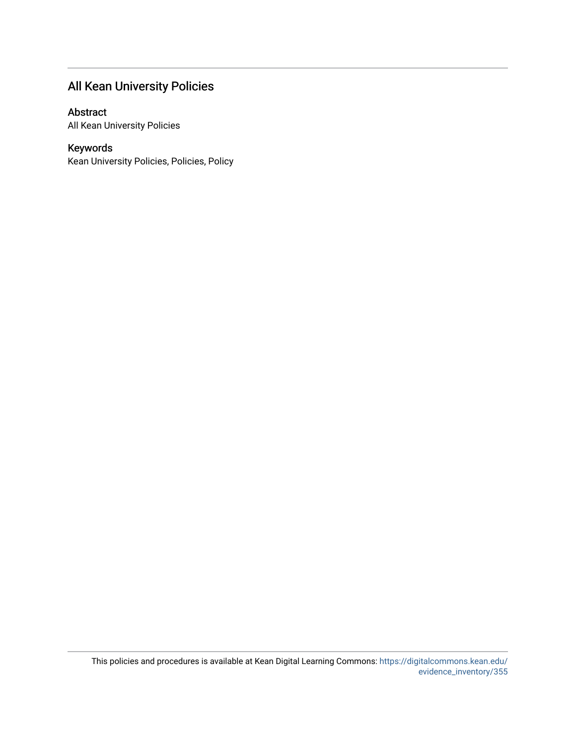## All Kean University Policies

### Abstract

All Kean University Policies

### Keywords

Kean University Policies, Policies, Policy

This policies and procedures is available at Kean Digital Learning Commons: https://digitalcommons.kean.edu/evidence_inventory/355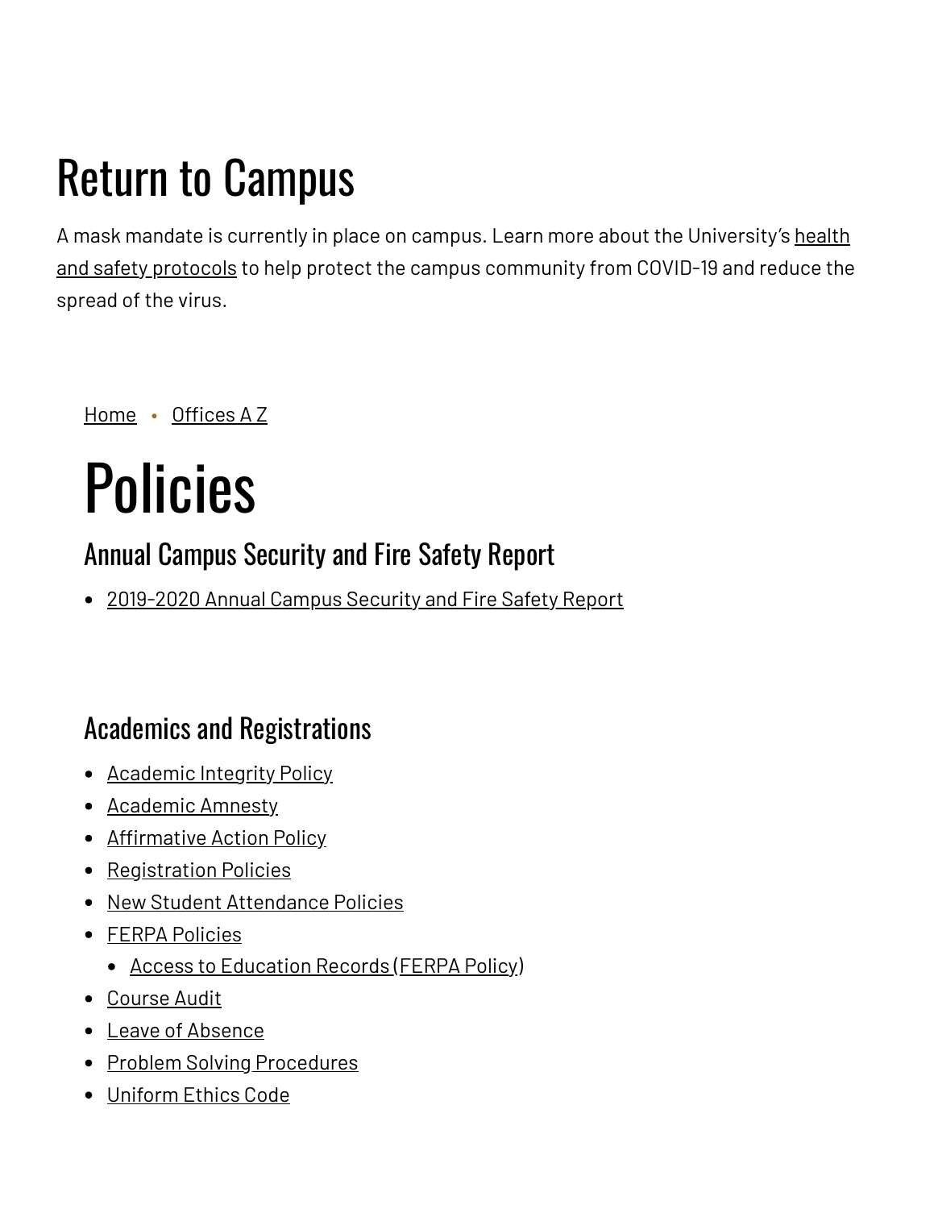# Return to Campus

A mask mandate is currently in place on campus. Learn more about the University's health and safety protocols to help protect the campus community from COVID-19 and reduce the spread of the virus.

Home • Offices A Z

# Policies

## Annual Campus Security and Fire Safety Report

- 2019-2020 Annual Campus Security and Fire Safety Report

## Academics and Registrations

- Academic Integrity Policy
- Academic Amnesty
- Affirmative Action Policy
- Registration Policies
- New Student Attendance Policies
- FERPA Policies
  - Access to Education Records (FERPA Policy)
- Course Audit
- Leave of Absence
- Problem Solving Procedures
- Uniform Ethics Code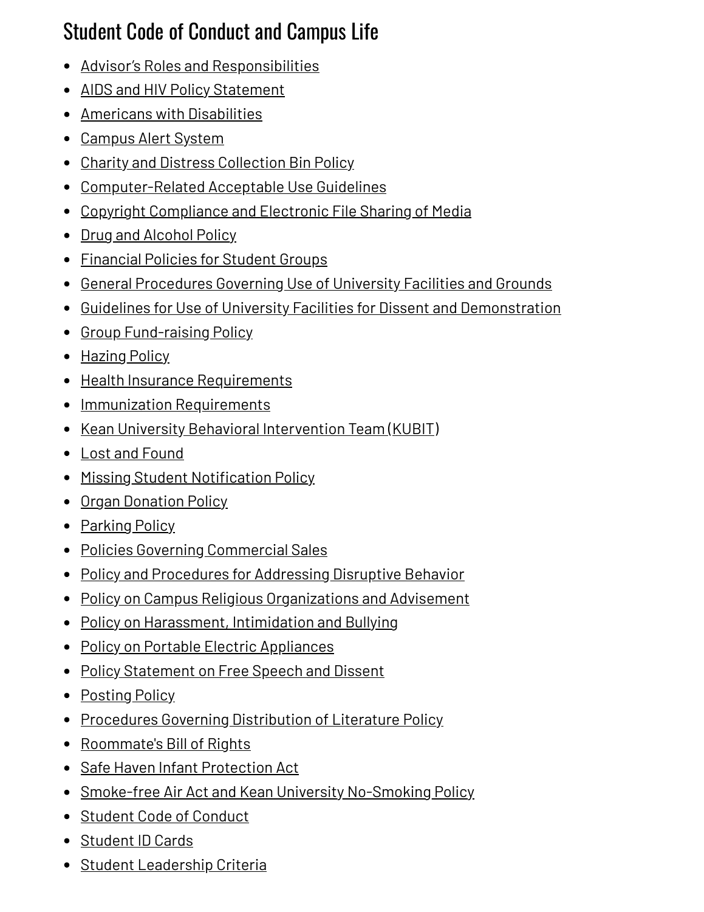## Student Code of Conduct and Campus Life

- Advisor's Roles and Responsibilities
- AIDS and HIV Policy Statement
- Americans with Disabilities
- Campus Alert System
- Charity and Distress Collection Bin Policy
- Computer-Related Acceptable Use Guidelines
- Copyright Compliance and Electronic File Sharing of Media
- Drug and Alcohol Policy
- Financial Policies for Student Groups
- General Procedures Governing Use of University Facilities and Grounds
- Guidelines for Use of University Facilities for Dissent and Demonstration
- Group Fund-raising Policy
- Hazing Policy
- Health Insurance Requirements
- Immunization Requirements
- Kean University Behavioral Intervention Team (KUBIT)
- Lost and Found
- Missing Student Notification Policy
- Organ Donation Policy
- Parking Policy
- Policies Governing Commercial Sales
- Policy and Procedures for Addressing Disruptive Behavior
- Policy on Campus Religious Organizations and Advisement
- Policy on Harassment, Intimidation and Bullying
- Policy on Portable Electric Appliances
- Policy Statement on Free Speech and Dissent
- Posting Policy
- Procedures Governing Distribution of Literature Policy
- Roommate's Bill of Rights
- Safe Haven Infant Protection Act
- Smoke-free Air Act and Kean University No-Smoking Policy
- Student Code of Conduct
- Student ID Cards
- Student Leadership Criteria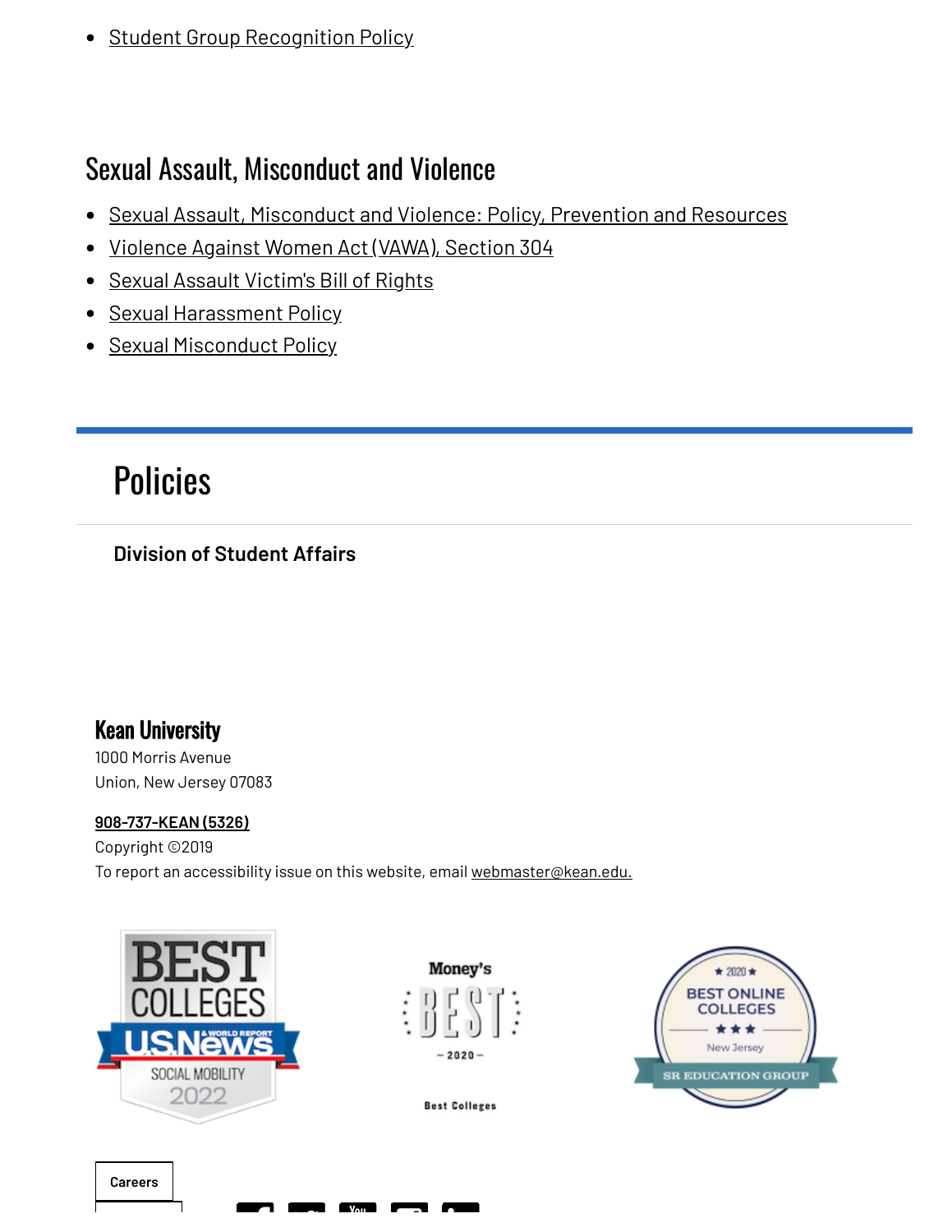- Student Group Recognition Policy

## Sexual Assault, Misconduct and Violence

- Sexual Assault, Misconduct and Violence: Policy, Prevention and Resources
- Violence Against Women Act (VAWA), Section 304
- Sexual Assault Victim's Bill of Rights
- Sexual Harassment Policy
- Sexual Misconduct Policy

# Policies

**Division of Student Affairs**

**Kean University**

1000 Morris Avenue
Union, New Jersey 07083

**908-737-KEAN (5326)**

Copyright ©2019

To report an accessibility issue on this website, email webmaster@kean.edu.

Careers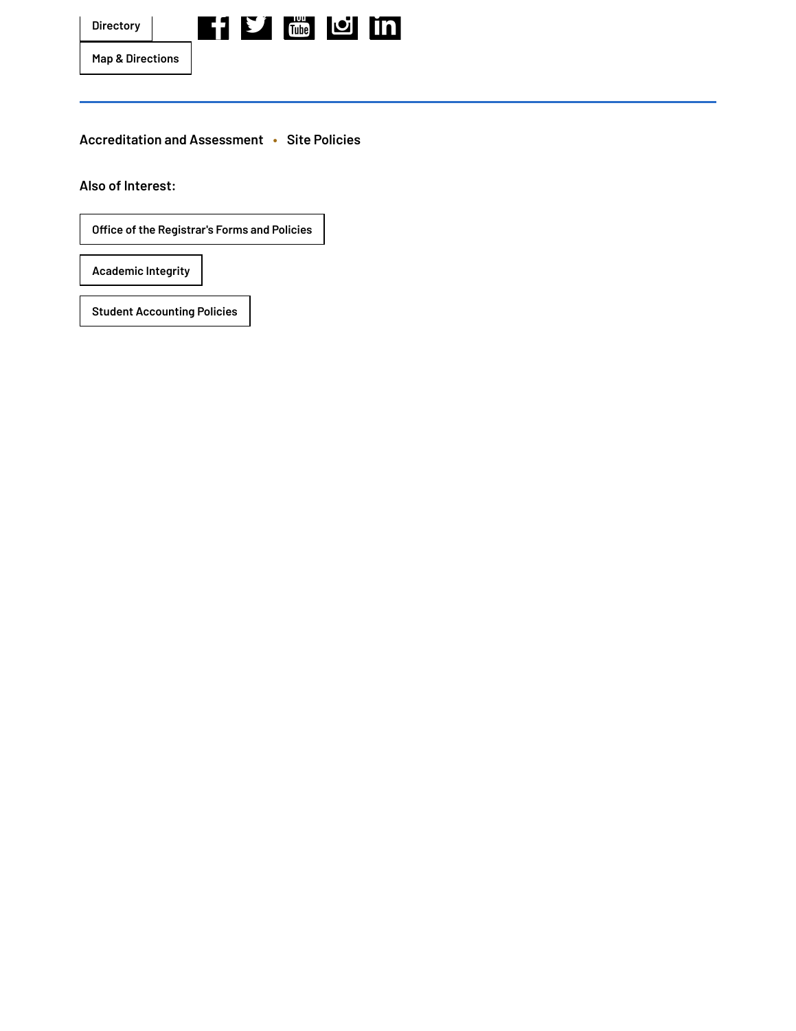Directory

Map & Directions

Accreditation and Assessment • Site Policies

Also of Interest:

Office of the Registrar's Forms and Policies

Academic Integrity

Student Accounting Policies